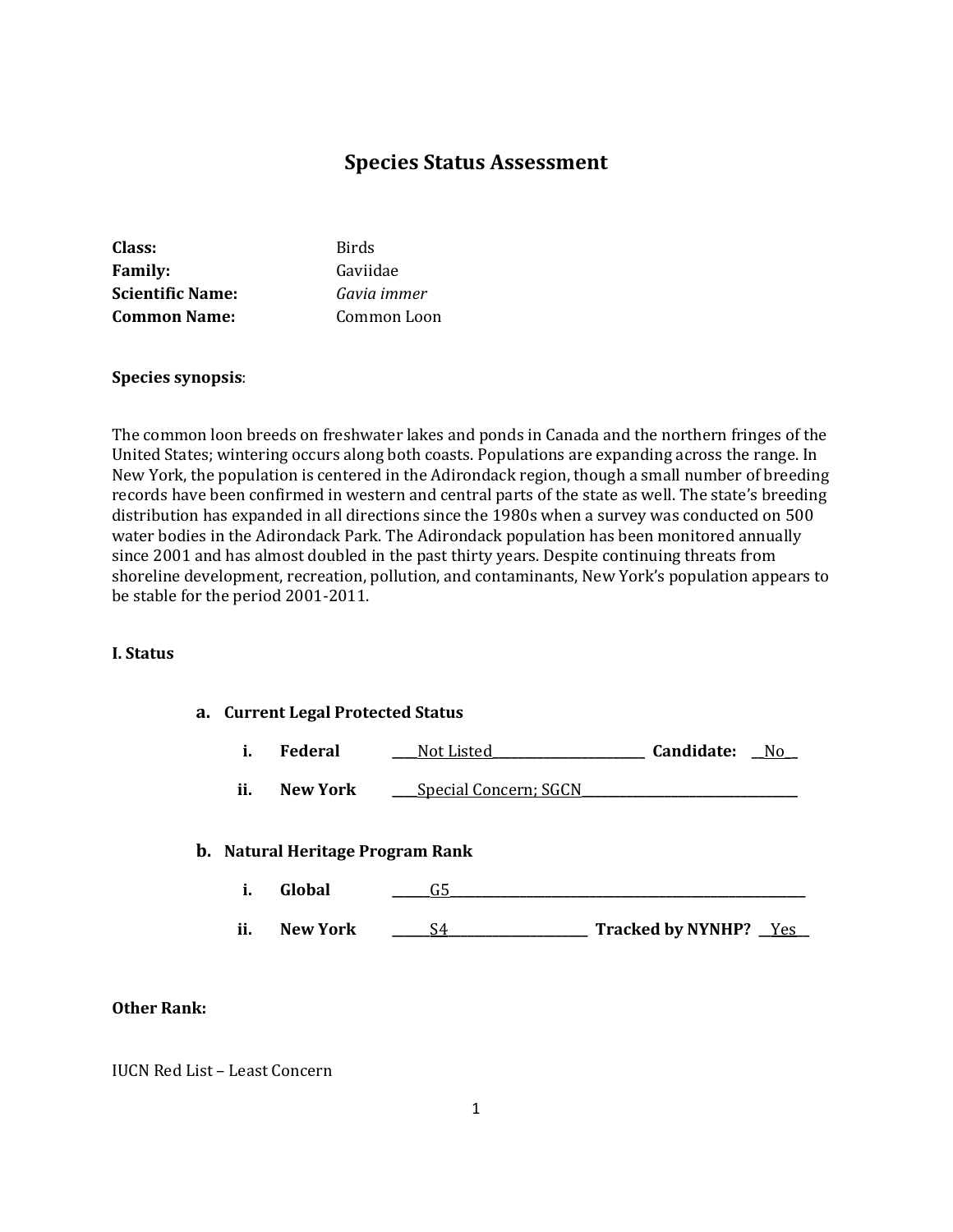# Species Status Assessment

**Class:** Birds
**Family:** Gaviidae
**Scientific Name:** *Gavia immer*
**Common Name:** Common Loon

**Species synopsis**:

The common loon breeds on freshwater lakes and ponds in Canada and the northern fringes of the United States; wintering occurs along both coasts. Populations are expanding across the range. In New York, the population is centered in the Adirondack region, though a small number of breeding records have been confirmed in western and central parts of the state as well. The state's breeding distribution has expanded in all directions since the 1980s when a survey was conducted on 500 water bodies in the Adirondack Park. The Adirondack population has been monitored annually since 2001 and has almost doubled in the past thirty years. Despite continuing threats from shoreline development, recreation, pollution, and contaminants, New York's population appears to be stable for the period 2001-2011.

## I. Status

### a. Current Legal Protected Status

i. **Federal** ____Not Listed________________________ **Candidate:** __No__

ii. **New York** ____Special Concern; SGCN________________________________

### b. Natural Heritage Program Rank

i. **Global** ______G5______________________________________________________

ii. **New York** ______S4______________________ **Tracked by NYNHP?** __Yes__

**Other Rank:**

IUCN Red List – Least Concern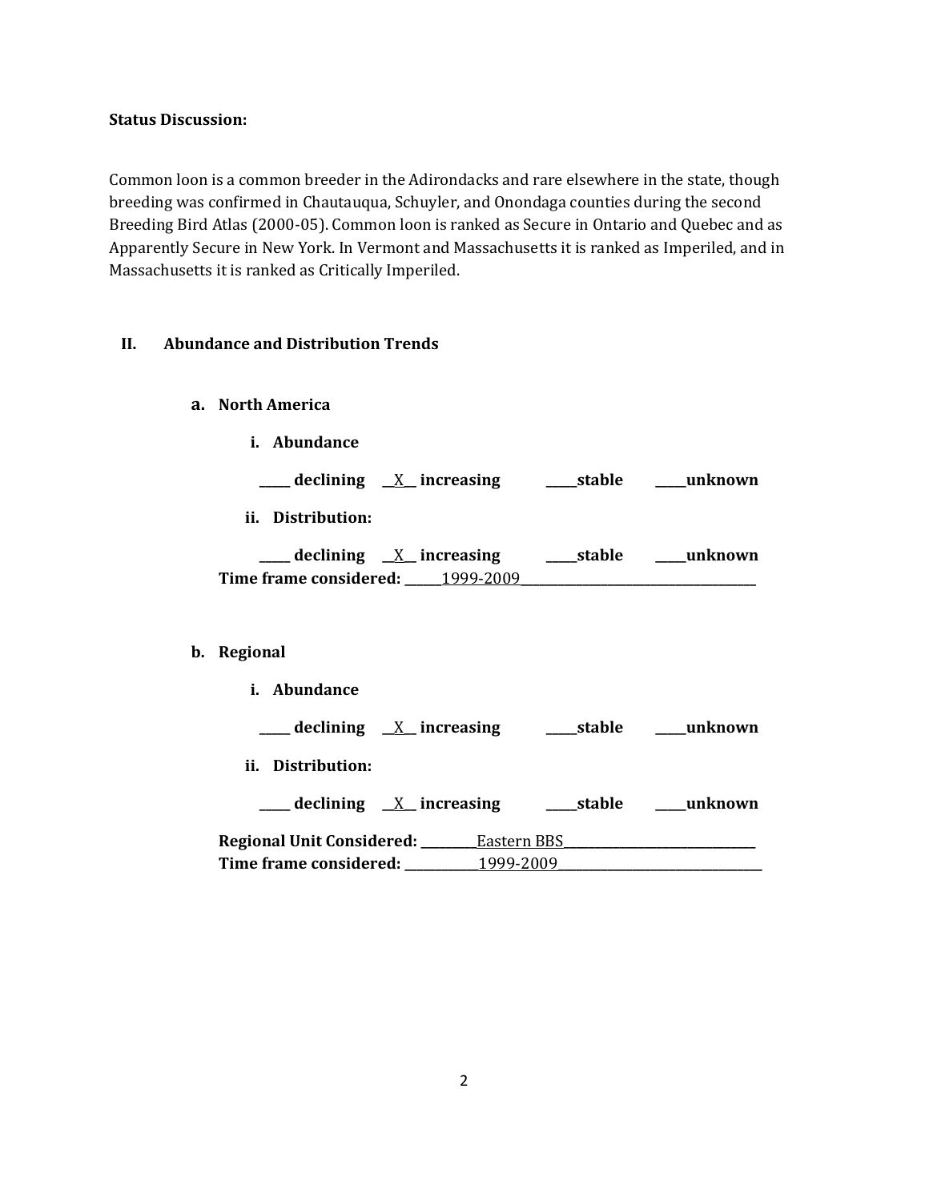**Status Discussion:**

Common loon is a common breeder in the Adirondacks and rare elsewhere in the state, though breeding was confirmed in Chautauqua, Schuyler, and Onondaga counties during the second Breeding Bird Atlas (2000-05). Common loon is ranked as Secure in Ontario and Quebec and as Apparently Secure in New York. In Vermont and Massachusetts it is ranked as Imperiled, and in Massachusetts it is ranked as Critically Imperiled.

## II. Abundance and Distribution Trends

### a. North America

**i. Abundance**

**_____ declining __X__ increasing _____stable _____unknown**

**ii. Distribution:**

**_____ declining __X__ increasing _____stable _____unknown**

**Time frame considered:** ______1999-2009______________________________________

### b. Regional

**i. Abundance**

**_____ declining __X__ increasing _____stable _____unknown**

**ii. Distribution:**

**_____ declining __X__ increasing _____stable _____unknown**

**Regional Unit Considered:** _________Eastern BBS______________________________

**Time frame considered:** ____________1999-2009_________________________________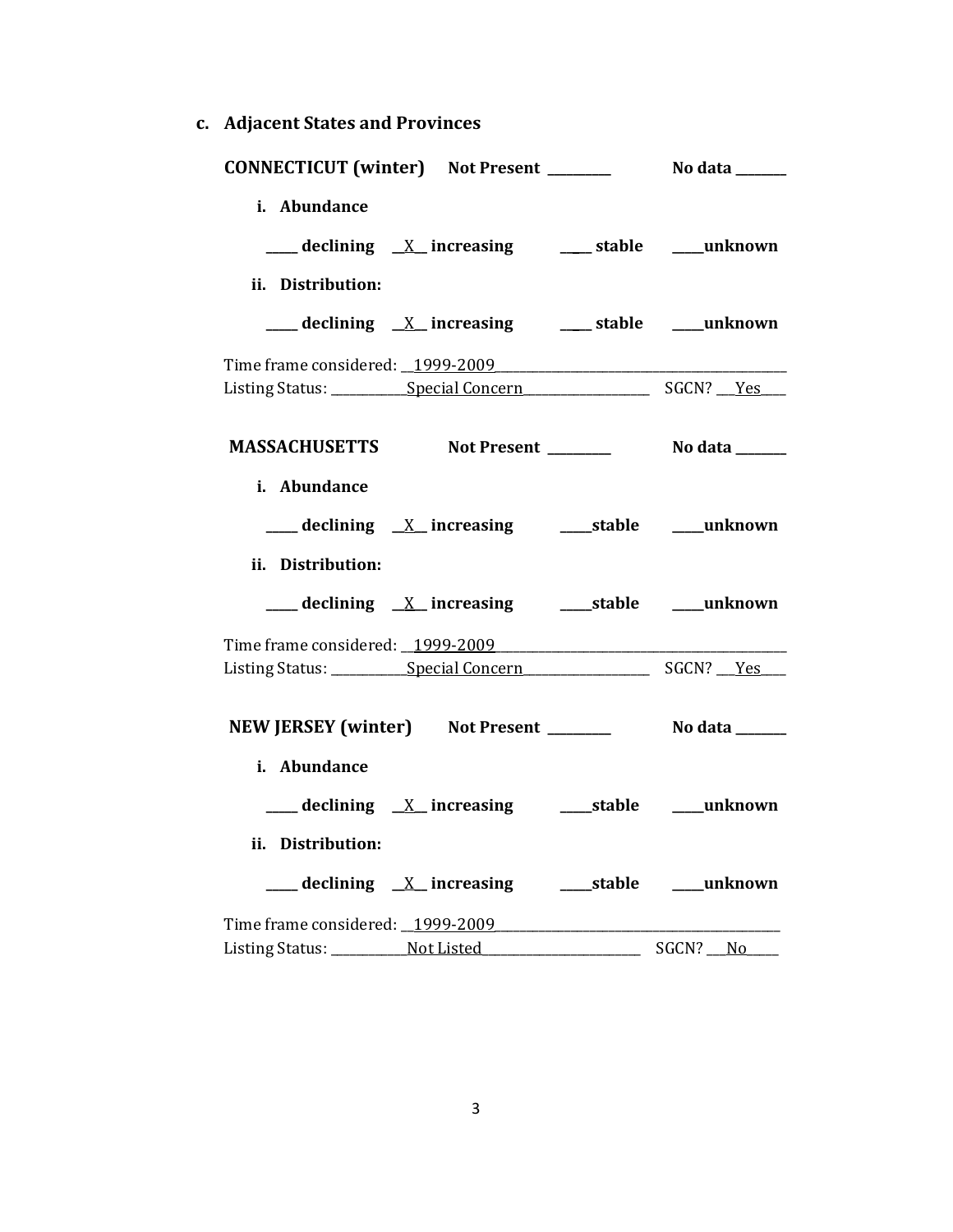### c. Adjacent States and Provinces

**CONNECTICUT (winter)** **Not Present** ________ **No data** _______

**i. Abundance**

____ **declining** __X__ **increasing** ____ **stable** ____**unknown**

**ii. Distribution:**

____ **declining** __X__ **increasing** ____ **stable** ____**unknown**

Time frame considered: __1999-2009________________________________________
Listing Status: __________Special Concern_________________ SGCN? ___Yes____

**MASSACHUSETTS** **Not Present** ________ **No data** _______

**i. Abundance**

____ **declining** __X__ **increasing** ____**stable** ____**unknown**

**ii. Distribution:**

____ **declining** __X__ **increasing** ____**stable** ____**unknown**

Time frame considered: __1999-2009________________________________________
Listing Status: __________Special Concern_________________ SGCN? ___Yes____

**NEW JERSEY (winter)** **Not Present** ________ **No data** _______

**i. Abundance**

____ **declining** __X__ **increasing** ____**stable** ____**unknown**

**ii. Distribution:**

____ **declining** __X__ **increasing** ____**stable** ____**unknown**

Time frame considered: __1999-2009________________________________________
Listing Status: __________Not Listed______________________ SGCN? ___No_____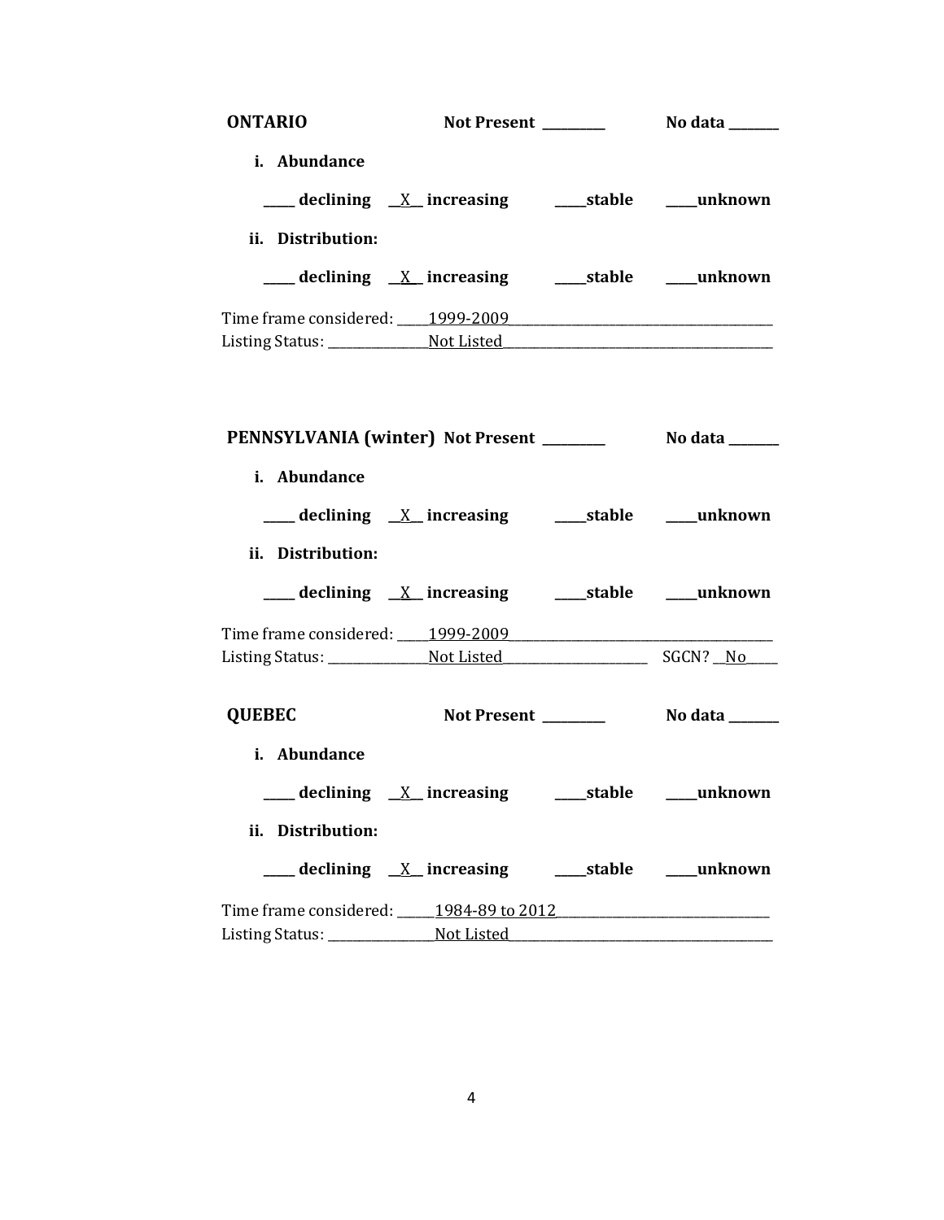**ONTARIO** Not Present ________ No data _______

**i. Abundance**

____ **declining** __X__ **increasing** ____**stable** ____**unknown**

**ii. Distribution:**

____ **declining** __X__ **increasing** ____**stable** ____**unknown**

Time frame considered: ____1999-2009______________________________________
Listing Status: _______________Not Listed______________________________________

**PENNSYLVANIA (winter)** Not Present ________ No data _______

**i. Abundance**

____ **declining** __X__ **increasing** ____**stable** ____**unknown**

**ii. Distribution:**

____ **declining** __X__ **increasing** ____**stable** ____**unknown**

Time frame considered: ____1999-2009______________________________________
Listing Status: _______________Not Listed______________________ SGCN? __No____

**QUEBEC** Not Present ________ No data _______

**i. Abundance**

____ **declining** __X__ **increasing** ____**stable** ____**unknown**

**ii. Distribution:**

____ **declining** __X__ **increasing** ____**stable** ____**unknown**

Time frame considered: _____1984-89 to 2012______________________________
Listing Status: ________________Not Listed_____________________________________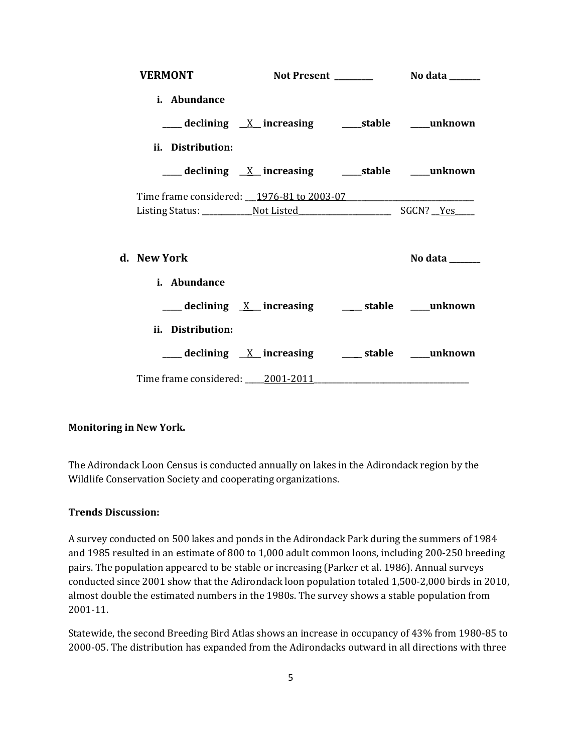**VERMONT** **Not Present \_\_\_\_\_\_\_\_\_\_** **No data \_\_\_\_\_\_\_\_**

**i. Abundance**

**\_\_\_\_\_ declining \_\_X\_\_ increasing \_\_\_\_\_stable \_\_\_\_\_unknown**

**ii. Distribution:**

**\_\_\_\_\_ declining \_\_X\_\_ increasing \_\_\_\_\_stable \_\_\_\_\_unknown**

Time frame considered: \_\_\_1976-81 to 2003-07\_\_\_\_\_\_\_\_\_\_\_\_\_\_\_\_\_\_\_\_\_\_\_\_\_\_\_\_\_\_\_\_\_\_
Listing Status: \_\_\_\_\_\_\_\_\_\_\_\_\_Not Listed\_\_\_\_\_\_\_\_\_\_\_\_\_\_\_\_\_\_\_\_\_\_\_\_\_ SGCN? \_\_Yes\_\_\_\_\_

**d. New York** **No data \_\_\_\_\_\_\_\_**

**i. Abundance**

**\_\_\_\_\_ declining \_X\_\_ increasing \_\_\_\_ stable \_\_\_\_\_unknown**

**ii. Distribution:**

**\_\_\_\_\_ declining \_\_X\_\_ increasing \_\_ \_\_ stable \_\_\_\_\_unknown**

Time frame considered: \_\_\_\_\_2001-2011\_\_\_\_\_\_\_\_\_\_\_\_\_\_\_\_\_\_\_\_\_\_\_\_\_\_\_\_\_\_\_\_\_\_\_\_\_\_\_\_\_\_

**Monitoring in New York.**

The Adirondack Loon Census is conducted annually on lakes in the Adirondack region by the Wildlife Conservation Society and cooperating organizations.

**Trends Discussion:**

A survey conducted on 500 lakes and ponds in the Adirondack Park during the summers of 1984 and 1985 resulted in an estimate of 800 to 1,000 adult common loons, including 200-250 breeding pairs. The population appeared to be stable or increasing (Parker et al. 1986). Annual surveys conducted since 2001 show that the Adirondack loon population totaled 1,500-2,000 birds in 2010, almost double the estimated numbers in the 1980s. The survey shows a stable population from 2001-11.

Statewide, the second Breeding Bird Atlas shows an increase in occupancy of 43% from 1980-85 to 2000-05. The distribution has expanded from the Adirondacks outward in all directions with three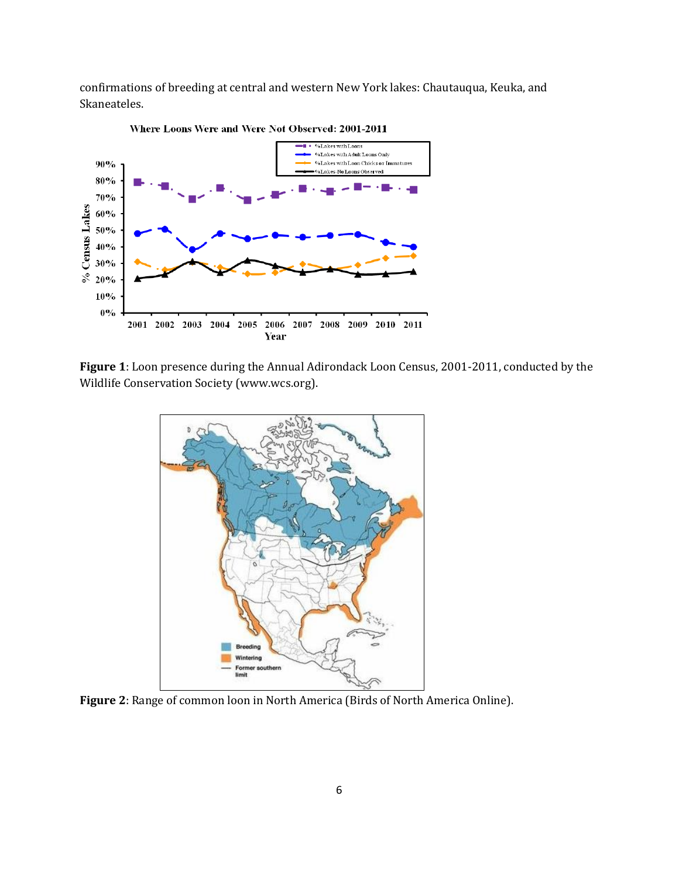confirmations of breeding at central and western New York lakes: Chautauqua, Keuka, and Skaneateles.

**Figure 1**: Loon presence during the Annual Adirondack Loon Census, 2001-2011, conducted by the Wildlife Conservation Society (www.wcs.org).

**Figure 2**: Range of common loon in North America (Birds of North America Online).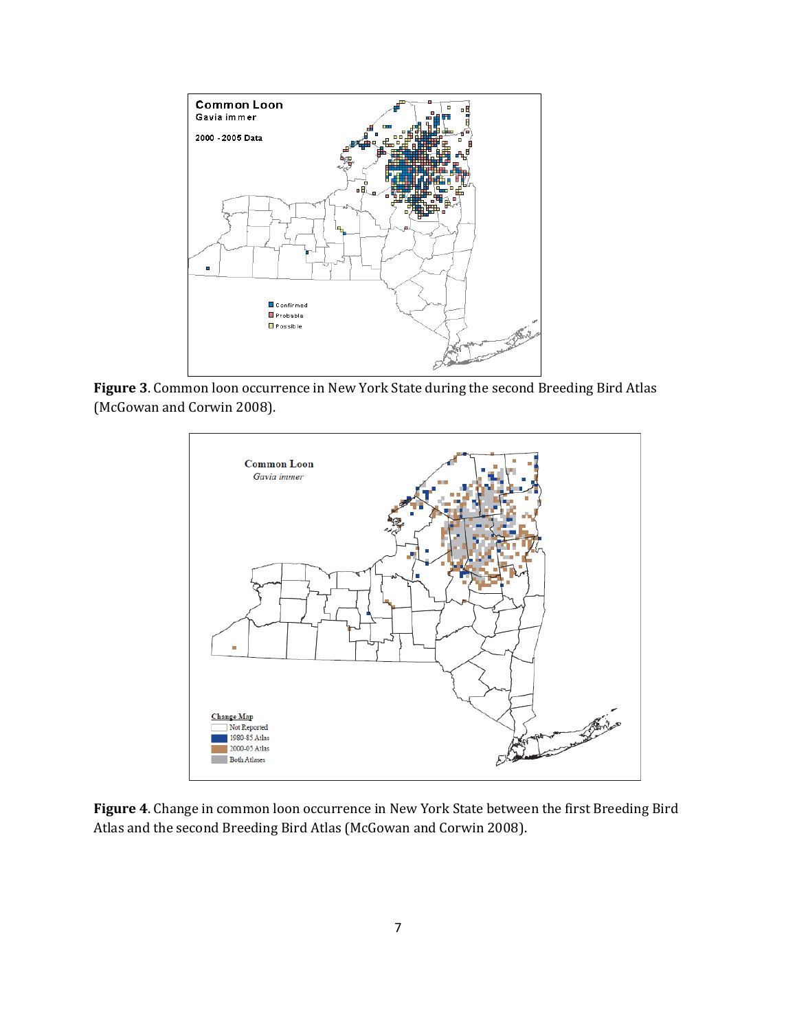**Figure 3**. Common loon occurrence in New York State during the second Breeding Bird Atlas (McGowan and Corwin 2008).

**Figure 4**. Change in common loon occurrence in New York State between the first Breeding Bird Atlas and the second Breeding Bird Atlas (McGowan and Corwin 2008).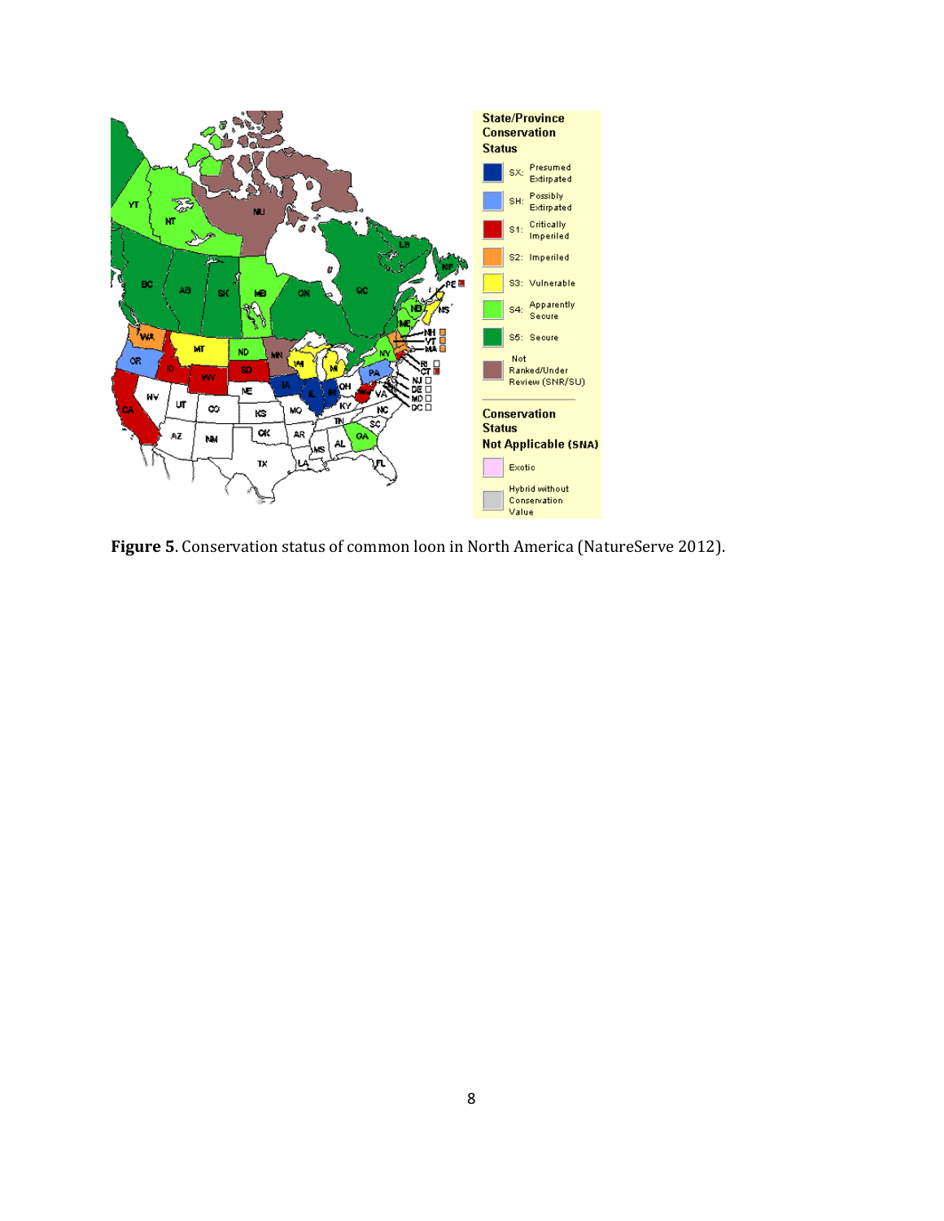**Figure 5**. Conservation status of common loon in North America (NatureServe 2012).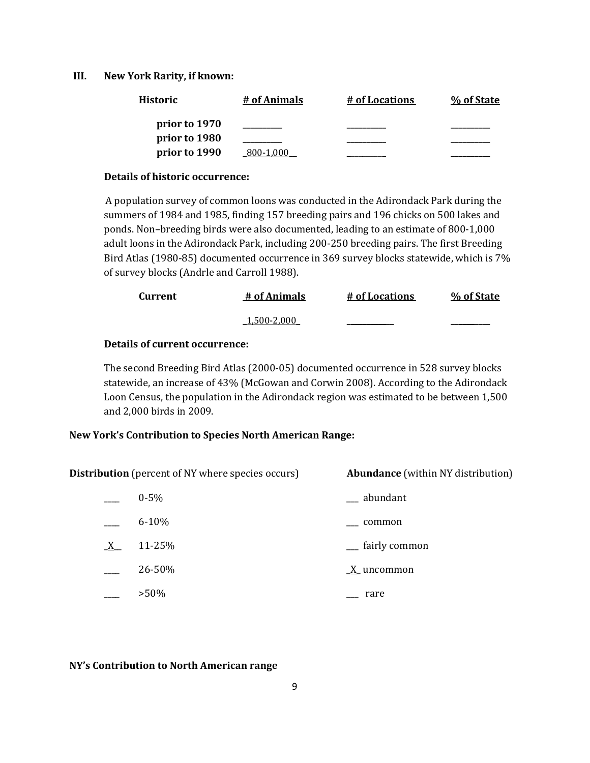## III. New York Rarity, if known:

| Historic | # of Animals | # of Locations | % of State |
|---|---|---|---|
| prior to 1970 | _________ | _________ | _________ |
| prior to 1980 | _________ | _________ | _________ |
| prior to 1990 | _800-1,000__ | _________ | _________ |

**Details of historic occurrence:**

A population survey of common loons was conducted in the Adirondack Park during the summers of 1984 and 1985, finding 157 breeding pairs and 196 chicks on 500 lakes and ponds. Non–breeding birds were also documented, leading to an estimate of 800-1,000 adult loons in the Adirondack Park, including 200-250 breeding pairs. The first Breeding Bird Atlas (1980-85) documented occurrence in 369 survey blocks statewide, which is 7% of survey blocks (Andrle and Carroll 1988).

| Current | # of Animals | # of Locations | % of State |
|---|---|---|---|
| | _1,500-2,000_ | __________ | _________ |

**Details of current occurrence:**

The second Breeding Bird Atlas (2000-05) documented occurrence in 528 survey blocks statewide, an increase of 43% (McGowan and Corwin 2008). According to the Adirondack Loon Census, the population in the Adirondack region was estimated to be between 1,500 and 2,000 birds in 2009.

**New York's Contribution to Species North American Range:**

| **Distribution** (percent of NY where species occurs) | | **Abundance** (within NY distribution) | |
|---|---|---|---|
| ___ | 0-5% | ___ | abundant |
| ___ | 6-10% | ___ | common |
| _X_ | 11-25% | ___ | fairly common |
| ___ | 26-50% | _X_ | uncommon |
| ___ | >50% | ___ | rare |

**NY's Contribution to North American range**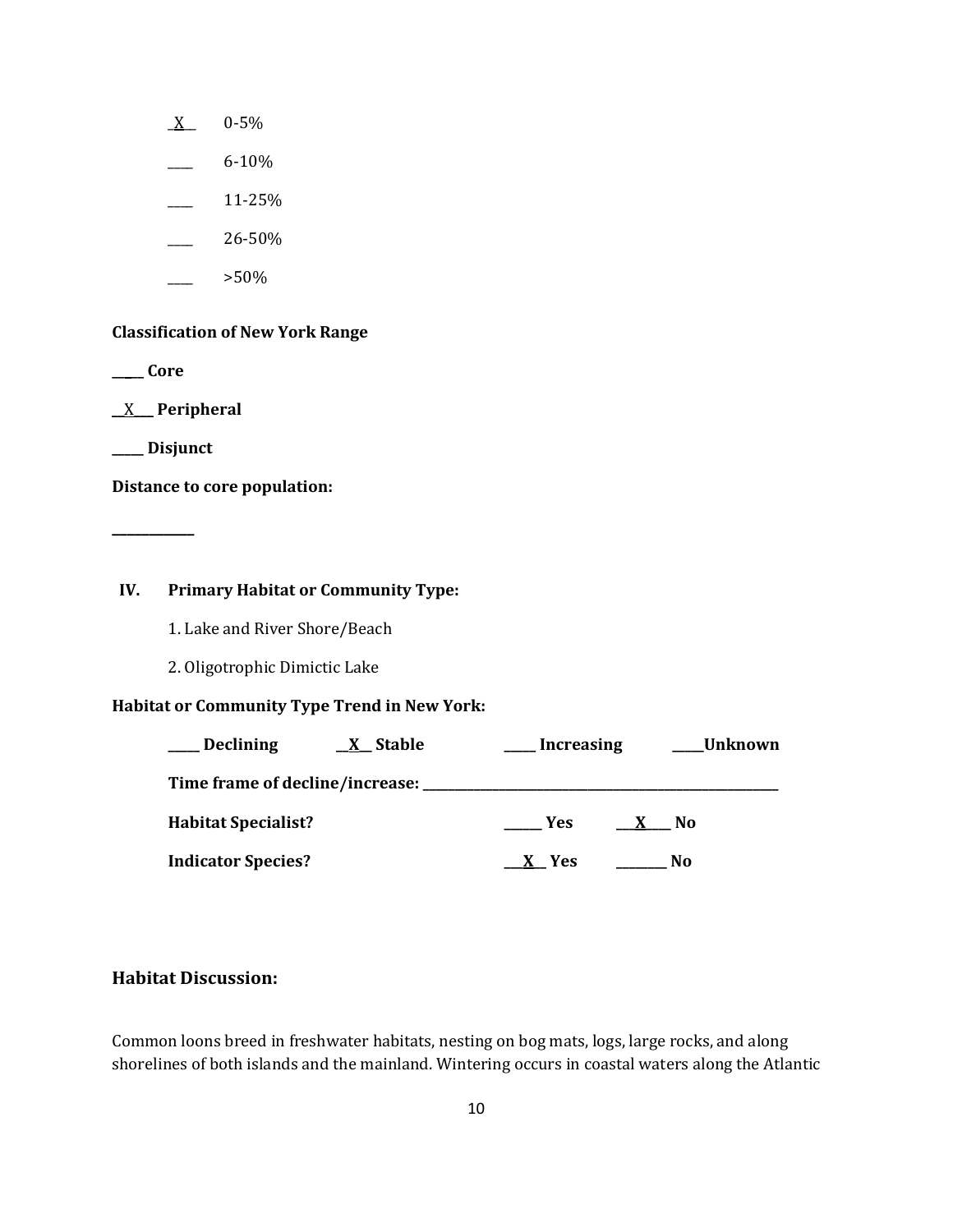_X__ 0-5%

____ 6-10%

____ 11-25%

____ 26-50%

____ >50%

**Classification of New York Range**

**_____ Core**

**__X___ Peripheral**

**_____ Disjunct**

**Distance to core population:**

**____________**

**IV. Primary Habitat or Community Type:**

1. Lake and River Shore/Beach

2. Oligotrophic Dimictic Lake

**Habitat or Community Type Trend in New York:**

**_____ Declining __X__ Stable _____ Increasing _____Unknown**

**Time frame of decline/increase: _______________________________________________**

**Habitat Specialist? ______ Yes ___X____ No**

**Indicator Species? ___X___ Yes ________ No**

## Habitat Discussion:

Common loons breed in freshwater habitats, nesting on bog mats, logs, large rocks, and along shorelines of both islands and the mainland. Wintering occurs in coastal waters along the Atlantic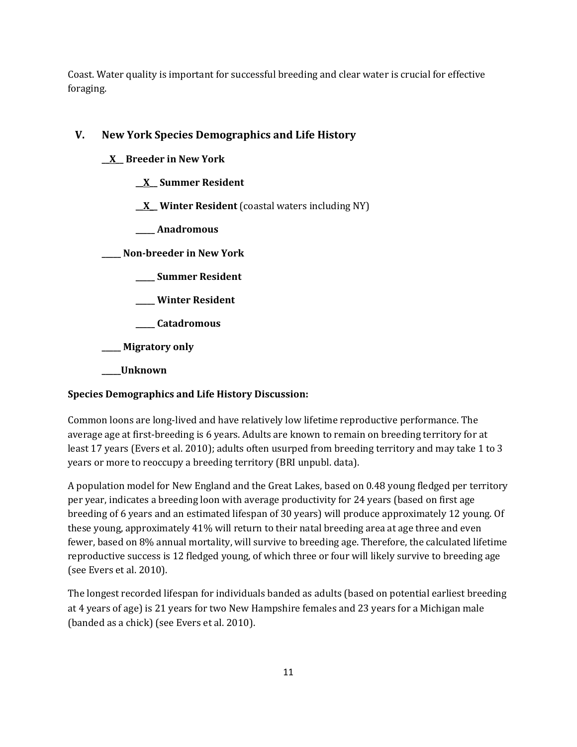Coast. Water quality is important for successful breeding and clear water is crucial for effective foraging.

## V. New York Species Demographics and Life History

**__X__ Breeder in New York**

**__X__ Summer Resident**

**__X__ Winter Resident** (coastal waters including NY)

**_____ Anadromous**

**_____ Non-breeder in New York**

**_____ Summer Resident**

**_____ Winter Resident**

**_____ Catadromous**

**_____ Migratory only**

**_____Unknown**

**Species Demographics and Life History Discussion:**

Common loons are long-lived and have relatively low lifetime reproductive performance. The average age at first-breeding is 6 years. Adults are known to remain on breeding territory for at least 17 years (Evers et al. 2010); adults often usurped from breeding territory and may take 1 to 3 years or more to reoccupy a breeding territory (BRI unpubl. data).

A population model for New England and the Great Lakes, based on 0.48 young fledged per territory per year, indicates a breeding loon with average productivity for 24 years (based on first age breeding of 6 years and an estimated lifespan of 30 years) will produce approximately 12 young. Of these young, approximately 41% will return to their natal breeding area at age three and even fewer, based on 8% annual mortality, will survive to breeding age. Therefore, the calculated lifetime reproductive success is 12 fledged young, of which three or four will likely survive to breeding age (see Evers et al. 2010).

The longest recorded lifespan for individuals banded as adults (based on potential earliest breeding at 4 years of age) is 21 years for two New Hampshire females and 23 years for a Michigan male (banded as a chick) (see Evers et al. 2010).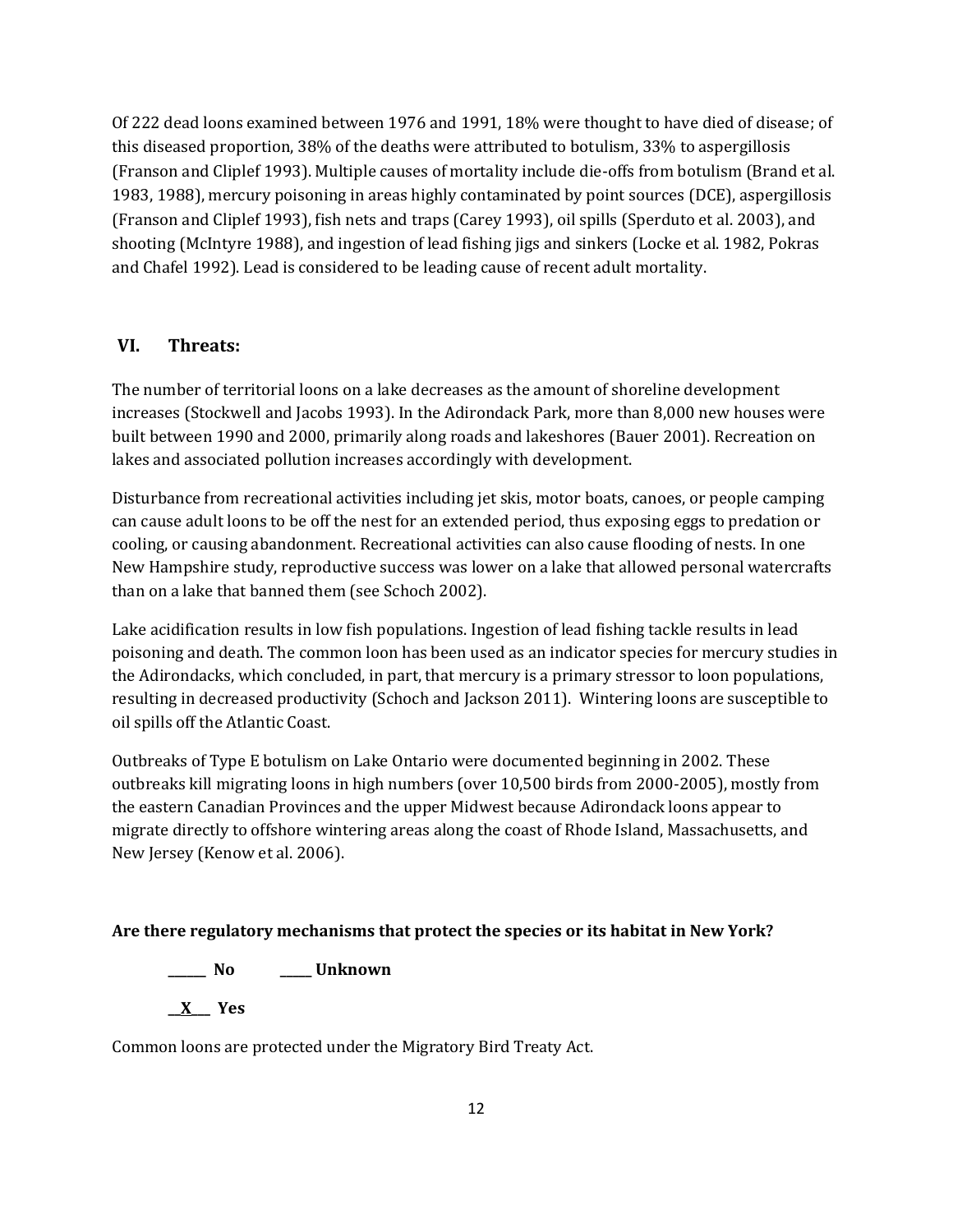Of 222 dead loons examined between 1976 and 1991, 18% were thought to have died of disease; of this diseased proportion, 38% of the deaths were attributed to botulism, 33% to aspergillosis (Franson and Cliplef 1993). Multiple causes of mortality include die-offs from botulism (Brand et al. 1983, 1988), mercury poisoning in areas highly contaminated by point sources (DCE), aspergillosis (Franson and Cliplef 1993), fish nets and traps (Carey 1993), oil spills (Sperduto et al. 2003), and shooting (McIntyre 1988), and ingestion of lead fishing jigs and sinkers (Locke et al. 1982, Pokras and Chafel 1992). Lead is considered to be leading cause of recent adult mortality.

## VI. Threats:

The number of territorial loons on a lake decreases as the amount of shoreline development increases (Stockwell and Jacobs 1993). In the Adirondack Park, more than 8,000 new houses were built between 1990 and 2000, primarily along roads and lakeshores (Bauer 2001). Recreation on lakes and associated pollution increases accordingly with development.

Disturbance from recreational activities including jet skis, motor boats, canoes, or people camping can cause adult loons to be off the nest for an extended period, thus exposing eggs to predation or cooling, or causing abandonment. Recreational activities can also cause flooding of nests. In one New Hampshire study, reproductive success was lower on a lake that allowed personal watercrafts than on a lake that banned them (see Schoch 2002).

Lake acidification results in low fish populations. Ingestion of lead fishing tackle results in lead poisoning and death. The common loon has been used as an indicator species for mercury studies in the Adirondacks, which concluded, in part, that mercury is a primary stressor to loon populations, resulting in decreased productivity (Schoch and Jackson 2011). Wintering loons are susceptible to oil spills off the Atlantic Coast.

Outbreaks of Type E botulism on Lake Ontario were documented beginning in 2002. These outbreaks kill migrating loons in high numbers (over 10,500 birds from 2000-2005), mostly from the eastern Canadian Provinces and the upper Midwest because Adirondack loons appear to migrate directly to offshore wintering areas along the coast of Rhode Island, Massachusetts, and New Jersey (Kenow et al. 2006).

**Are there regulatory mechanisms that protect the species or its habitat in New York?**

**______ No  _____ Unknown**

**__X___ Yes**

Common loons are protected under the Migratory Bird Treaty Act.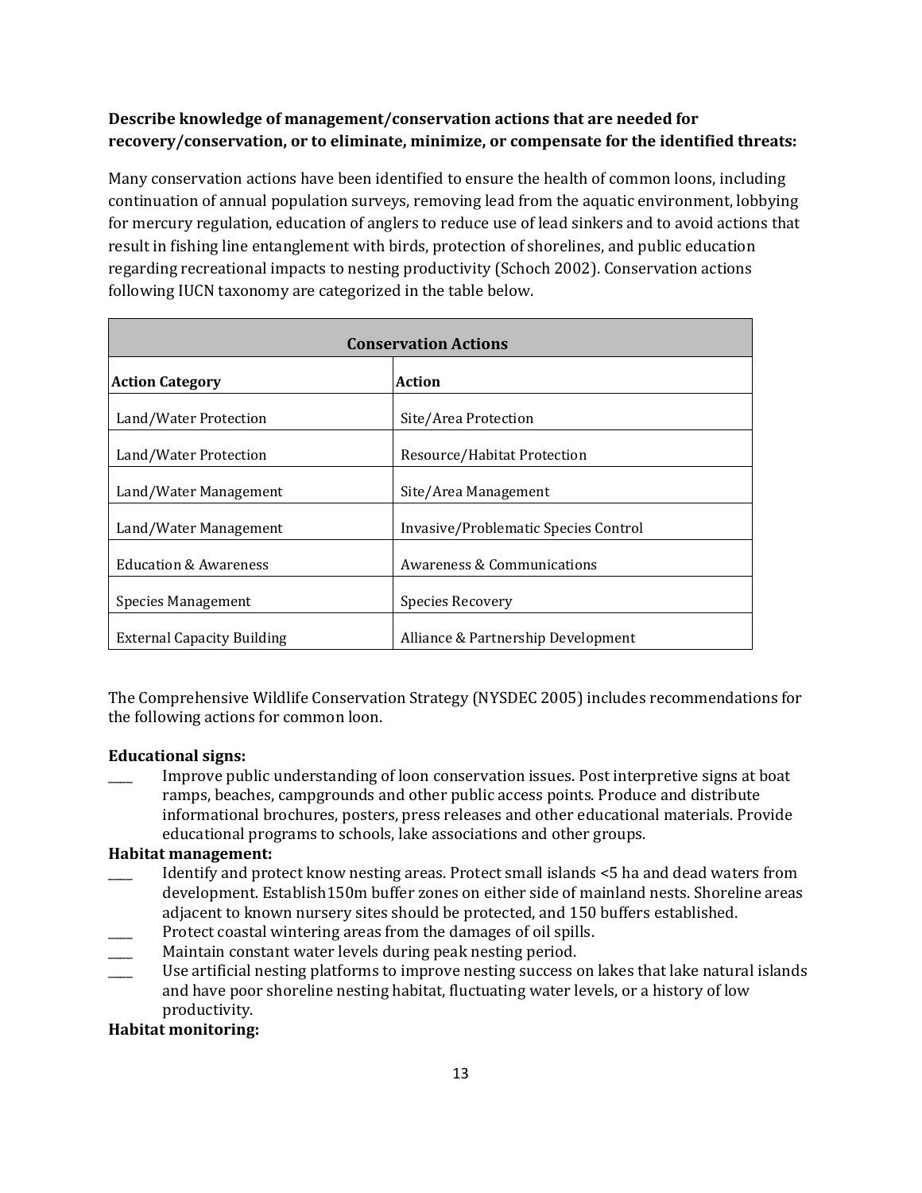**Describe knowledge of management/conservation actions that are needed for recovery/conservation, or to eliminate, minimize, or compensate for the identified threats:**

Many conservation actions have been identified to ensure the health of common loons, including continuation of annual population surveys, removing lead from the aquatic environment, lobbying for mercury regulation, education of anglers to reduce use of lead sinkers and to avoid actions that result in fishing line entanglement with birds, protection of shorelines, and public education regarding recreational impacts to nesting productivity (Schoch 2002). Conservation actions following IUCN taxonomy are categorized in the table below.

| Conservation Actions | |
|---|---|
| **Action Category** | **Action** |
| Land/Water Protection | Site/Area Protection |
| Land/Water Protection | Resource/Habitat Protection |
| Land/Water Management | Site/Area Management |
| Land/Water Management | Invasive/Problematic Species Control |
| Education & Awareness | Awareness & Communications |
| Species Management | Species Recovery |
| External Capacity Building | Alliance & Partnership Development |

The Comprehensive Wildlife Conservation Strategy (NYSDEC 2005) includes recommendations for the following actions for common loon.

**Educational signs:**

____ Improve public understanding of loon conservation issues. Post interpretive signs at boat ramps, beaches, campgrounds and other public access points. Produce and distribute informational brochures, posters, press releases and other educational materials. Provide educational programs to schools, lake associations and other groups.

**Habitat management:**

____ Identify and protect know nesting areas. Protect small islands <5 ha and dead waters from development. Establish150m buffer zones on either side of mainland nests. Shoreline areas adjacent to known nursery sites should be protected, and 150 buffers established.

____ Protect coastal wintering areas from the damages of oil spills.

____ Maintain constant water levels during peak nesting period.

____ Use artificial nesting platforms to improve nesting success on lakes that lake natural islands and have poor shoreline nesting habitat, fluctuating water levels, or a history of low productivity.

**Habitat monitoring:**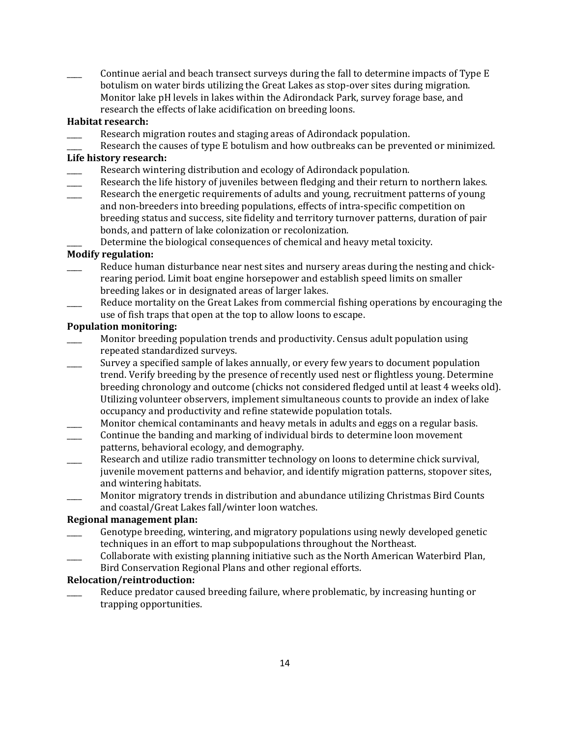____ Continue aerial and beach transect surveys during the fall to determine impacts of Type E botulism on water birds utilizing the Great Lakes as stop-over sites during migration. Monitor lake pH levels in lakes within the Adirondack Park, survey forage base, and research the effects of lake acidification on breeding loons.

**Habitat research:**

____ Research migration routes and staging areas of Adirondack population.

____ Research the causes of type E botulism and how outbreaks can be prevented or minimized.

**Life history research:**

____ Research wintering distribution and ecology of Adirondack population.

____ Research the life history of juveniles between fledging and their return to northern lakes.

____ Research the energetic requirements of adults and young, recruitment patterns of young and non-breeders into breeding populations, effects of intra-specific competition on breeding status and success, site fidelity and territory turnover patterns, duration of pair bonds, and pattern of lake colonization or recolonization.

____ Determine the biological consequences of chemical and heavy metal toxicity.

**Modify regulation:**

____ Reduce human disturbance near nest sites and nursery areas during the nesting and chick-rearing period. Limit boat engine horsepower and establish speed limits on smaller breeding lakes or in designated areas of larger lakes.

____ Reduce mortality on the Great Lakes from commercial fishing operations by encouraging the use of fish traps that open at the top to allow loons to escape.

**Population monitoring:**

____ Monitor breeding population trends and productivity. Census adult population using repeated standardized surveys.

____ Survey a specified sample of lakes annually, or every few years to document population trend. Verify breeding by the presence of recently used nest or flightless young. Determine breeding chronology and outcome (chicks not considered fledged until at least 4 weeks old). Utilizing volunteer observers, implement simultaneous counts to provide an index of lake occupancy and productivity and refine statewide population totals.

____ Monitor chemical contaminants and heavy metals in adults and eggs on a regular basis.

____ Continue the banding and marking of individual birds to determine loon movement patterns, behavioral ecology, and demography.

____ Research and utilize radio transmitter technology on loons to determine chick survival, juvenile movement patterns and behavior, and identify migration patterns, stopover sites, and wintering habitats.

____ Monitor migratory trends in distribution and abundance utilizing Christmas Bird Counts and coastal/Great Lakes fall/winter loon watches.

**Regional management plan:**

____ Genotype breeding, wintering, and migratory populations using newly developed genetic techniques in an effort to map subpopulations throughout the Northeast.

____ Collaborate with existing planning initiative such as the North American Waterbird Plan, Bird Conservation Regional Plans and other regional efforts.

**Relocation/reintroduction:**

____ Reduce predator caused breeding failure, where problematic, by increasing hunting or trapping opportunities.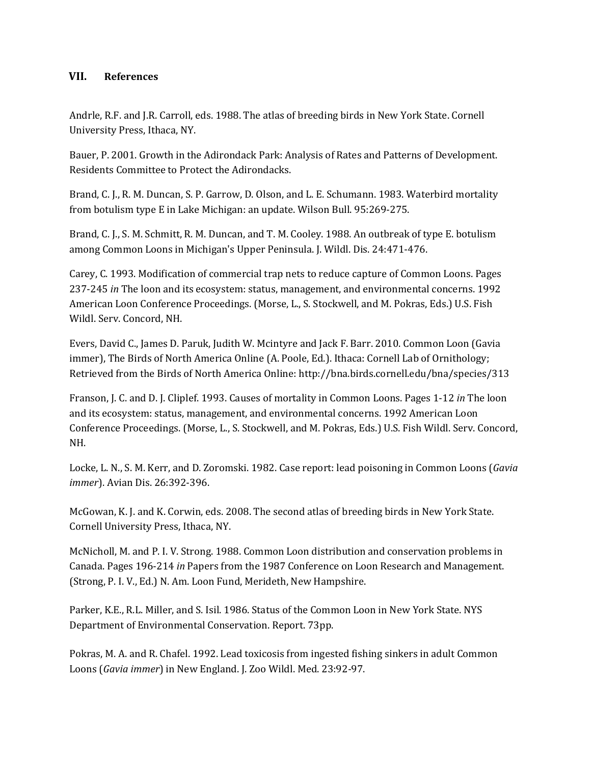## VII. References

Andrle, R.F. and J.R. Carroll, eds. 1988. The atlas of breeding birds in New York State. Cornell University Press, Ithaca, NY.

Bauer, P. 2001. Growth in the Adirondack Park: Analysis of Rates and Patterns of Development. Residents Committee to Protect the Adirondacks.

Brand, C. J., R. M. Duncan, S. P. Garrow, D. Olson, and L. E. Schumann. 1983. Waterbird mortality from botulism type E in Lake Michigan: an update. Wilson Bull. 95:269-275.

Brand, C. J., S. M. Schmitt, R. M. Duncan, and T. M. Cooley. 1988. An outbreak of type E. botulism among Common Loons in Michigan's Upper Peninsula. J. Wildl. Dis. 24:471-476.

Carey, C. 1993. Modification of commercial trap nets to reduce capture of Common Loons. Pages 237-245 *in* The loon and its ecosystem: status, management, and environmental concerns. 1992 American Loon Conference Proceedings. (Morse, L., S. Stockwell, and M. Pokras, Eds.) U.S. Fish Wildl. Serv. Concord, NH.

Evers, David C., James D. Paruk, Judith W. Mcintyre and Jack F. Barr. 2010. Common Loon (Gavia immer), The Birds of North America Online (A. Poole, Ed.). Ithaca: Cornell Lab of Ornithology; Retrieved from the Birds of North America Online: http://bna.birds.cornell.edu/bna/species/313

Franson, J. C. and D. J. Cliplef. 1993. Causes of mortality in Common Loons. Pages 1-12 *in* The loon and its ecosystem: status, management, and environmental concerns. 1992 American Loon Conference Proceedings. (Morse, L., S. Stockwell, and M. Pokras, Eds.) U.S. Fish Wildl. Serv. Concord, NH.

Locke, L. N., S. M. Kerr, and D. Zoromski. 1982. Case report: lead poisoning in Common Loons (*Gavia immer*). Avian Dis. 26:392-396.

McGowan, K. J. and K. Corwin, eds. 2008. The second atlas of breeding birds in New York State. Cornell University Press, Ithaca, NY.

McNicholl, M. and P. I. V. Strong. 1988. Common Loon distribution and conservation problems in Canada. Pages 196-214 *in* Papers from the 1987 Conference on Loon Research and Management. (Strong, P. I. V., Ed.) N. Am. Loon Fund, Merideth, New Hampshire.

Parker, K.E., R.L. Miller, and S. Isil. 1986. Status of the Common Loon in New York State. NYS Department of Environmental Conservation. Report. 73pp.

Pokras, M. A. and R. Chafel. 1992. Lead toxicosis from ingested fishing sinkers in adult Common Loons (*Gavia immer*) in New England. J. Zoo Wildl. Med. 23:92-97.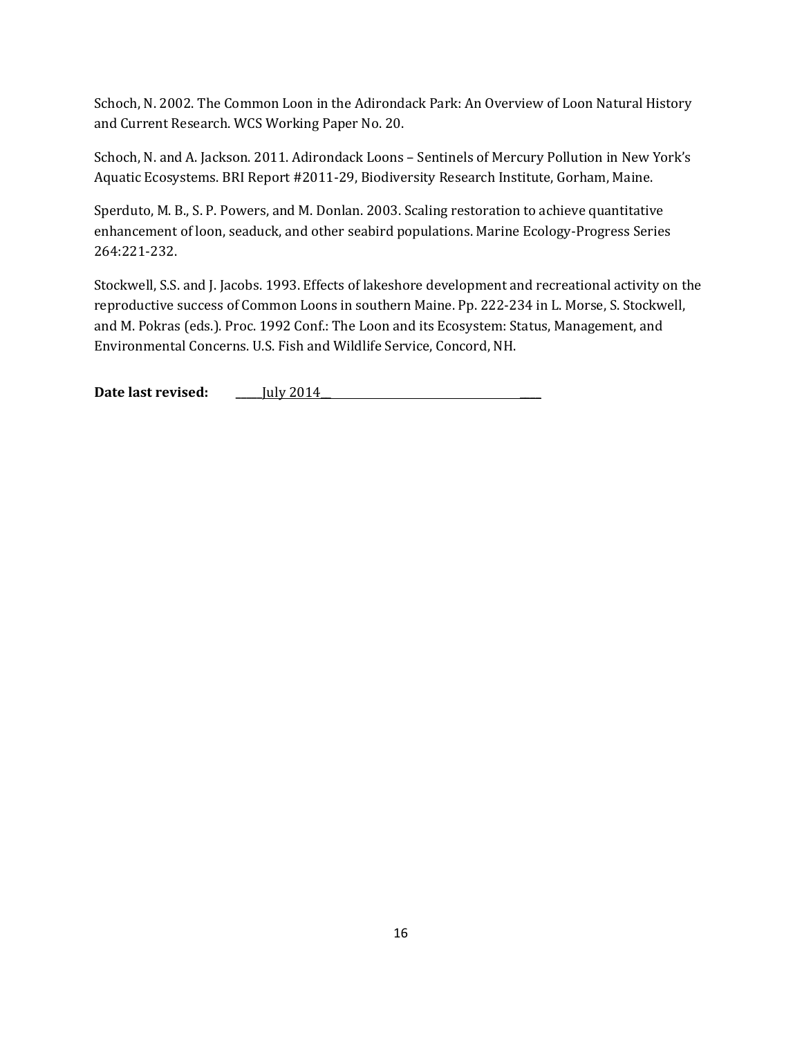Schoch, N. 2002. The Common Loon in the Adirondack Park: An Overview of Loon Natural History and Current Research. WCS Working Paper No. 20.

Schoch, N. and A. Jackson. 2011. Adirondack Loons – Sentinels of Mercury Pollution in New York's Aquatic Ecosystems. BRI Report #2011-29, Biodiversity Research Institute, Gorham, Maine.

Sperduto, M. B., S. P. Powers, and M. Donlan. 2003. Scaling restoration to achieve quantitative enhancement of loon, seaduck, and other seabird populations. Marine Ecology-Progress Series 264:221-232.

Stockwell, S.S. and J. Jacobs. 1993. Effects of lakeshore development and recreational activity on the reproductive success of Common Loons in southern Maine. Pp. 222-234 in L. Morse, S. Stockwell, and M. Pokras (eds.). Proc. 1992 Conf.: The Loon and its Ecosystem: Status, Management, and Environmental Concerns. U.S. Fish and Wildlife Service, Concord, NH.

**Date last revised:** _____July 2014_________________________________________